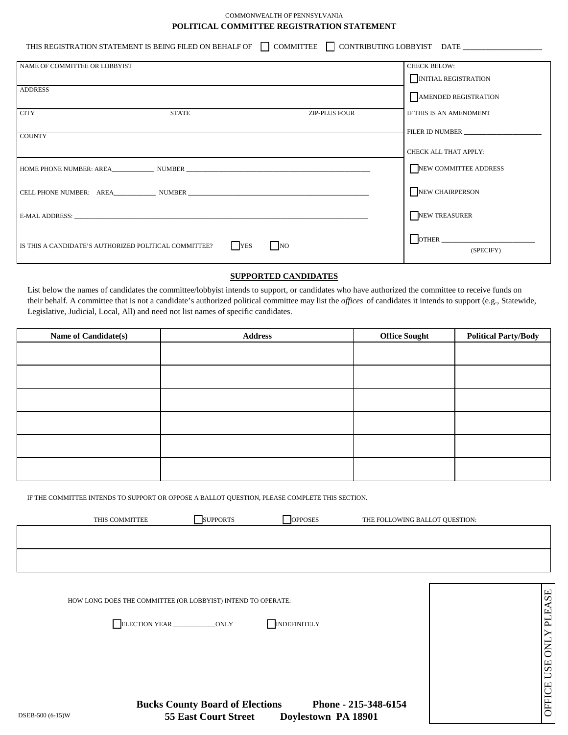COMMONWEALTH OF PENNSYLVANIA

# POLITICAL COMMITTEE REGISTRATION STATEMENT

THIS REGISTRATION STATEMENT IS BEING FILED ON BEHALF OF ☐ COMMITTEE ☐ CONTRIBUTING LOBBYIST DATE ____________________

| | |
|---|---|
| NAME OF COMMITTEE OR LOBBYIST | CHECK BELOW: ☐ INITIAL REGISTRATION |
| ADDRESS | ☐ AMENDED REGISTRATION |
| CITY STATE ZIP-PLUS FOUR | IF THIS IS AN AMENDMENT FILER ID NUMBER ____________________ |
| COUNTY | CHECK ALL THAT APPLY: |
| HOME PHONE NUMBER: AREA__________ NUMBER ____________________ | ☐ NEW COMMITTEE ADDRESS |
| CELL PHONE NUMBER: AREA__________ NUMBER ____________________ | ☐ NEW CHAIRPERSON |
| E-MAIL ADDRESS: ____________________ | ☐ NEW TREASURER |
| IS THIS A CANDIDATE'S AUTHORIZED POLITICAL COMMITTEE? ☐ YES ☐ NO | ☐ OTHER ____________________ (SPECIFY) |

## SUPPORTED CANDIDATES

List below the names of candidates the committee/lobbyist intends to support, or candidates who have authorized the committee to receive funds on their behalf. A committee that is not a candidate's authorized political committee may list the *offices* of candidates it intends to support (e.g., Statewide, Legislative, Judicial, Local, All) and need not list names of specific candidates.

| Name of Candidate(s) | Address | Office Sought | Political Party/Body |
|---|---|---|---|
| | | | |
| | | | |
| | | | |
| | | | |
| | | | |
| | | | |

IF THE COMMITTEE INTENDS TO SUPPORT OR OPPOSE A BALLOT QUESTION, PLEASE COMPLETE THIS SECTION.

THIS COMMITTEE ☐ SUPPORTS ☐ OPPOSES THE FOLLOWING BALLOT QUESTION:

| |
|---|
| |
| |

HOW LONG DOES THE COMMITTEE (OR LOBBYIST) INTEND TO OPERATE:

☐ ELECTION YEAR __________ ONLY ☐ INDEFINITELY

OFFICE USE ONLY PLEASE

**Bucks County Board of Elections Phone - 215-348-6154**
**55 East Court Street Doylestown PA 18901**

DSEB-500 (6-15)W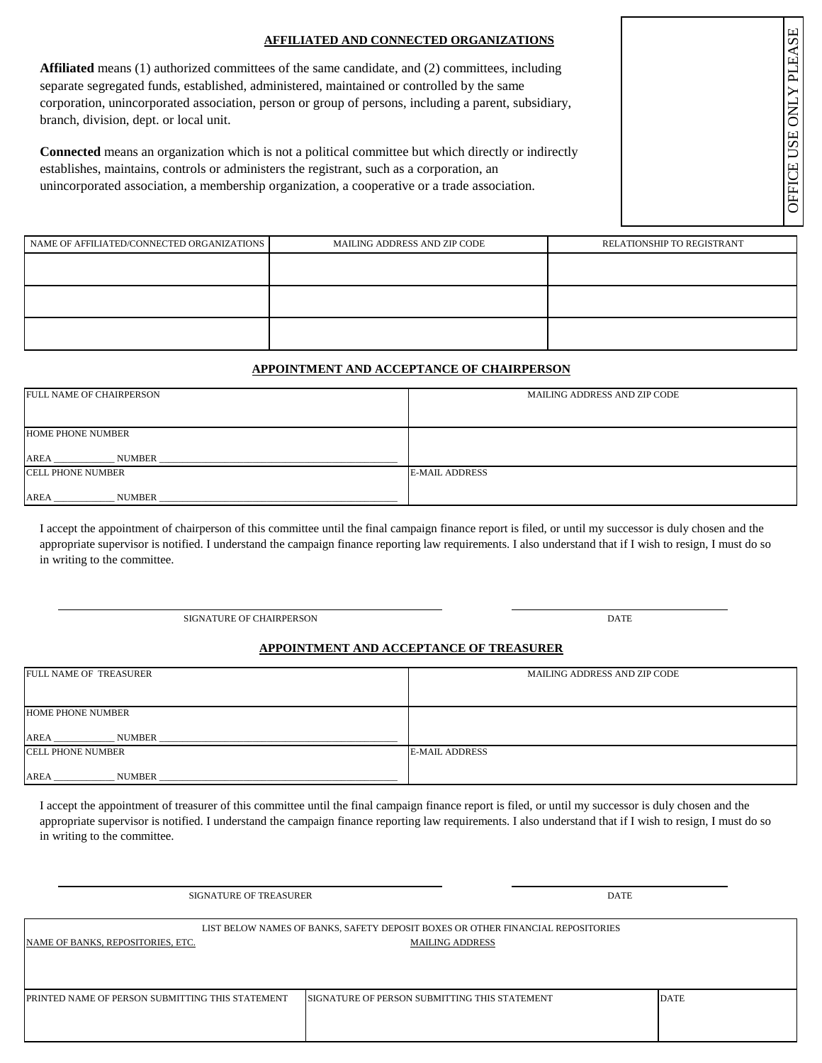## AFFILIATED AND CONNECTED ORGANIZATIONS

**Affiliated** means (1) authorized committees of the same candidate, and (2) committees, including separate segregated funds, established, administered, maintained or controlled by the same corporation, unincorporated association, person or group of persons, including a parent, subsidiary, branch, division, dept. or local unit.

**Connected** means an organization which is not a political committee but which directly or indirectly establishes, maintains, controls or administers the registrant, such as a corporation, an unincorporated association, a membership organization, a cooperative or a trade association.

OFFICE USE ONLY PLEASE

| NAME OF AFFILIATED/CONNECTED ORGANIZATIONS | MAILING ADDRESS AND ZIP CODE | RELATIONSHIP TO REGISTRANT |
|---|---|---|
| | | |
| | | |
| | | |

## APPOINTMENT AND ACCEPTANCE OF CHAIRPERSON

| FULL NAME OF CHAIRPERSON | MAILING ADDRESS AND ZIP CODE |
|---|---|
| HOME PHONE NUMBER<br>AREA ____________ NUMBER ______________________________ | |
| CELL PHONE NUMBER<br>AREA ____________ NUMBER ______________________________ | E-MAIL ADDRESS |

I accept the appointment of chairperson of this committee until the final campaign finance report is filed, or until my successor is duly chosen and the appropriate supervisor is notified. I understand the campaign finance reporting law requirements. I also understand that if I wish to resign, I must do so in writing to the committee.

SIGNATURE OF CHAIRPERSON ______________________ DATE ______________

## APPOINTMENT AND ACCEPTANCE OF TREASURER

| FULL NAME OF TREASURER | MAILING ADDRESS AND ZIP CODE |
|---|---|
| HOME PHONE NUMBER<br>AREA ____________ NUMBER ______________________________ | |
| CELL PHONE NUMBER<br>AREA ____________ NUMBER ______________________________ | E-MAIL ADDRESS |

I accept the appointment of treasurer of this committee until the final campaign finance report is filed, or until my successor is duly chosen and the appropriate supervisor is notified. I understand the campaign finance reporting law requirements. I also understand that if I wish to resign, I must do so in writing to the committee.

SIGNATURE OF TREASURER ______________________ DATE ______________

LIST BELOW NAMES OF BANKS, SAFETY DEPOSIT BOXES OR OTHER FINANCIAL REPOSITORIES

| NAME OF BANKS, REPOSITORIES, ETC. | MAILING ADDRESS |
|---|---|
| | |

| PRINTED NAME OF PERSON SUBMITTING THIS STATEMENT | SIGNATURE OF PERSON SUBMITTING THIS STATEMENT | DATE |
|---|---|---|
| | | |